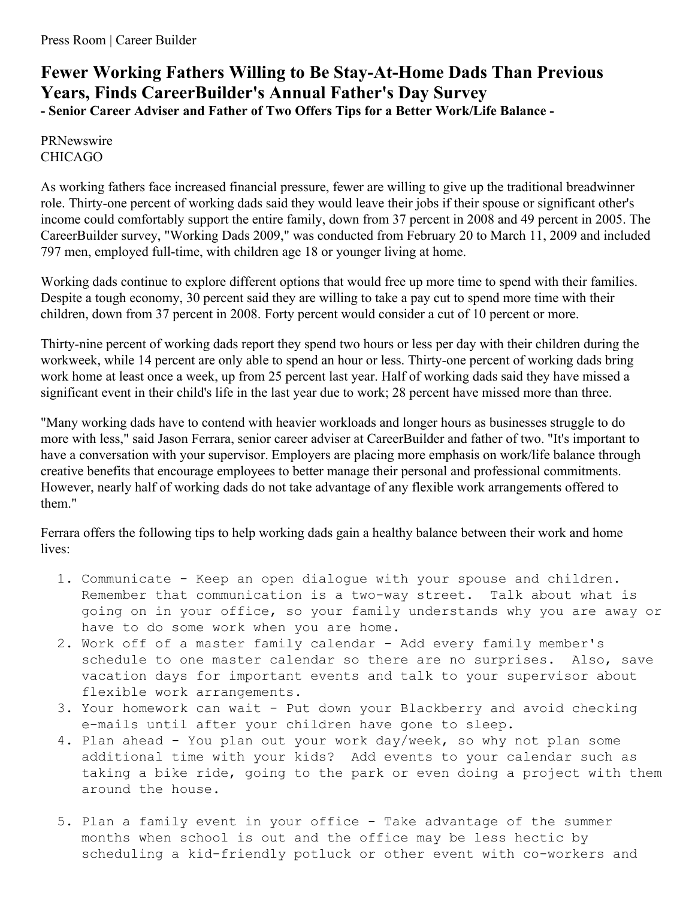Press Room | Career Builder

# Fewer Working Fathers Willing to Be Stay-At-Home Dads Than Previous Years, Finds CareerBuilder's Annual Father's Day Survey

**- Senior Career Adviser and Father of Two Offers Tips for a Better Work/Life Balance -**

PRNewswire
CHICAGO

As working fathers face increased financial pressure, fewer are willing to give up the traditional breadwinner role. Thirty-one percent of working dads said they would leave their jobs if their spouse or significant other's income could comfortably support the entire family, down from 37 percent in 2008 and 49 percent in 2005. The CareerBuilder survey, "Working Dads 2009," was conducted from February 20 to March 11, 2009 and included 797 men, employed full-time, with children age 18 or younger living at home.

Working dads continue to explore different options that would free up more time to spend with their families. Despite a tough economy, 30 percent said they are willing to take a pay cut to spend more time with their children, down from 37 percent in 2008. Forty percent would consider a cut of 10 percent or more.

Thirty-nine percent of working dads report they spend two hours or less per day with their children during the workweek, while 14 percent are only able to spend an hour or less. Thirty-one percent of working dads bring work home at least once a week, up from 25 percent last year. Half of working dads said they have missed a significant event in their child's life in the last year due to work; 28 percent have missed more than three.

"Many working dads have to contend with heavier workloads and longer hours as businesses struggle to do more with less," said Jason Ferrara, senior career adviser at CareerBuilder and father of two. "It's important to have a conversation with your supervisor. Employers are placing more emphasis on work/life balance through creative benefits that encourage employees to better manage their personal and professional commitments. However, nearly half of working dads do not take advantage of any flexible work arrangements offered to them."

Ferrara offers the following tips to help working dads gain a healthy balance between their work and home lives:

1. Communicate - Keep an open dialogue with your spouse and children. Remember that communication is a two-way street. Talk about what is going on in your office, so your family understands why you are away or have to do some work when you are home.
2. Work off of a master family calendar - Add every family member's schedule to one master calendar so there are no surprises. Also, save vacation days for important events and talk to your supervisor about flexible work arrangements.
3. Your homework can wait - Put down your Blackberry and avoid checking e-mails until after your children have gone to sleep.
4. Plan ahead - You plan out your work day/week, so why not plan some additional time with your kids? Add events to your calendar such as taking a bike ride, going to the park or even doing a project with them around the house.
5. Plan a family event in your office - Take advantage of the summer months when school is out and the office may be less hectic by scheduling a kid-friendly potluck or other event with co-workers and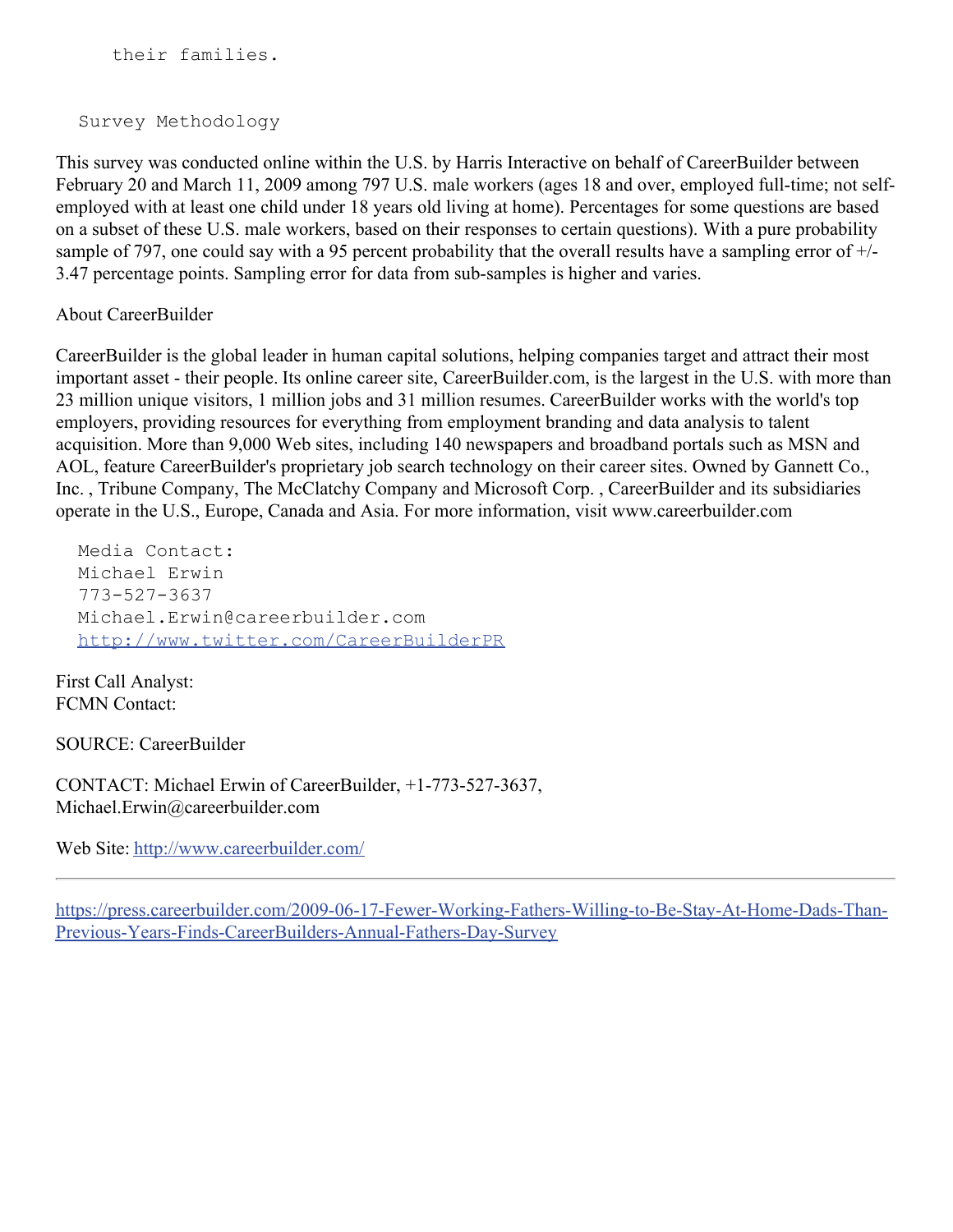their families.

Survey Methodology

This survey was conducted online within the U.S. by Harris Interactive on behalf of CareerBuilder between February 20 and March 11, 2009 among 797 U.S. male workers (ages 18 and over, employed full-time; not self-employed with at least one child under 18 years old living at home). Percentages for some questions are based on a subset of these U.S. male workers, based on their responses to certain questions). With a pure probability sample of 797, one could say with a 95 percent probability that the overall results have a sampling error of +/- 3.47 percentage points. Sampling error for data from sub-samples is higher and varies.

About CareerBuilder

CareerBuilder is the global leader in human capital solutions, helping companies target and attract their most important asset - their people. Its online career site, CareerBuilder.com, is the largest in the U.S. with more than 23 million unique visitors, 1 million jobs and 31 million resumes. CareerBuilder works with the world's top employers, providing resources for everything from employment branding and data analysis to talent acquisition. More than 9,000 Web sites, including 140 newspapers and broadband portals such as MSN and AOL, feature CareerBuilder's proprietary job search technology on their career sites. Owned by Gannett Co., Inc. , Tribune Company, The McClatchy Company and Microsoft Corp. , CareerBuilder and its subsidiaries operate in the U.S., Europe, Canada and Asia. For more information, visit www.careerbuilder.com

Media Contact:
Michael Erwin
773-527-3637
Michael.Erwin@careerbuilder.com
http://www.twitter.com/CareerBuilderPR

First Call Analyst:
FCMN Contact:

SOURCE: CareerBuilder

CONTACT: Michael Erwin of CareerBuilder, +1-773-527-3637, Michael.Erwin@careerbuilder.com

Web Site: http://www.careerbuilder.com/

---

https://press.careerbuilder.com/2009-06-17-Fewer-Working-Fathers-Willing-to-Be-Stay-At-Home-Dads-Than-Previous-Years-Finds-CareerBuilders-Annual-Fathers-Day-Survey